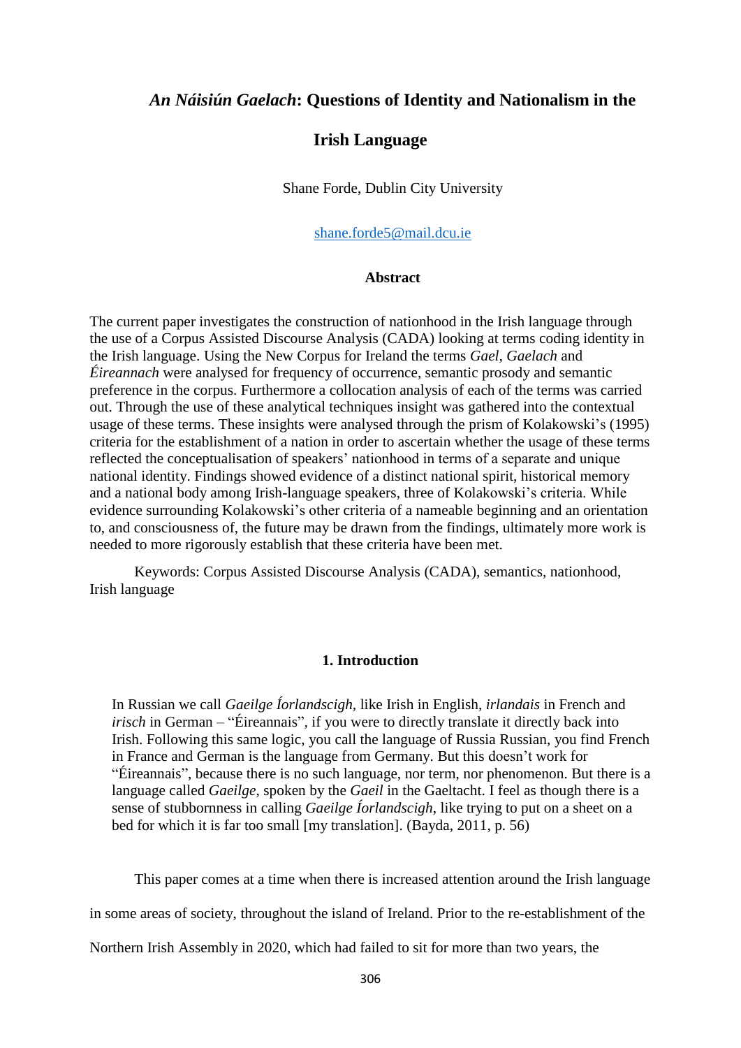# *An Náisiún Gaelach*: Questions of Identity and Nationalism in the Irish Language

Shane Forde, Dublin City University

shane.forde5@mail.dcu.ie

## Abstract

The current paper investigates the construction of nationhood in the Irish language through the use of a Corpus Assisted Discourse Analysis (CADA) looking at terms coding identity in the Irish language. Using the New Corpus for Ireland the terms *Gael*, *Gaelach* and *Éireannach* were analysed for frequency of occurrence, semantic prosody and semantic preference in the corpus. Furthermore a collocation analysis of each of the terms was carried out. Through the use of these analytical techniques insight was gathered into the contextual usage of these terms. These insights were analysed through the prism of Kolakowski's (1995) criteria for the establishment of a nation in order to ascertain whether the usage of these terms reflected the conceptualisation of speakers' nationhood in terms of a separate and unique national identity. Findings showed evidence of a distinct national spirit, historical memory and a national body among Irish-language speakers, three of Kolakowski's criteria. While evidence surrounding Kolakowski's other criteria of a nameable beginning and an orientation to, and consciousness of, the future may be drawn from the findings, ultimately more work is needed to more rigorously establish that these criteria have been met.

Keywords: Corpus Assisted Discourse Analysis (CADA), semantics, nationhood, Irish language

## 1. Introduction

> In Russian we call *Gaeilge Íorlandscigh,* like Irish in English, *irlandais* in French and *irisch* in German – "Éireannais", if you were to directly translate it directly back into Irish. Following this same logic, you call the language of Russia Russian, you find French in France and German is the language from Germany. But this doesn't work for "Éireannais", because there is no such language, nor term, nor phenomenon. But there is a language called *Gaeilge*, spoken by the *Gaeil* in the Gaeltacht. I feel as though there is a sense of stubbornness in calling *Gaeilge Íorlandscigh*, like trying to put on a sheet on a bed for which it is far too small [my translation]. (Bayda, 2011, p. 56)

This paper comes at a time when there is increased attention around the Irish language in some areas of society, throughout the island of Ireland. Prior to the re-establishment of the Northern Irish Assembly in 2020, which had failed to sit for more than two years, the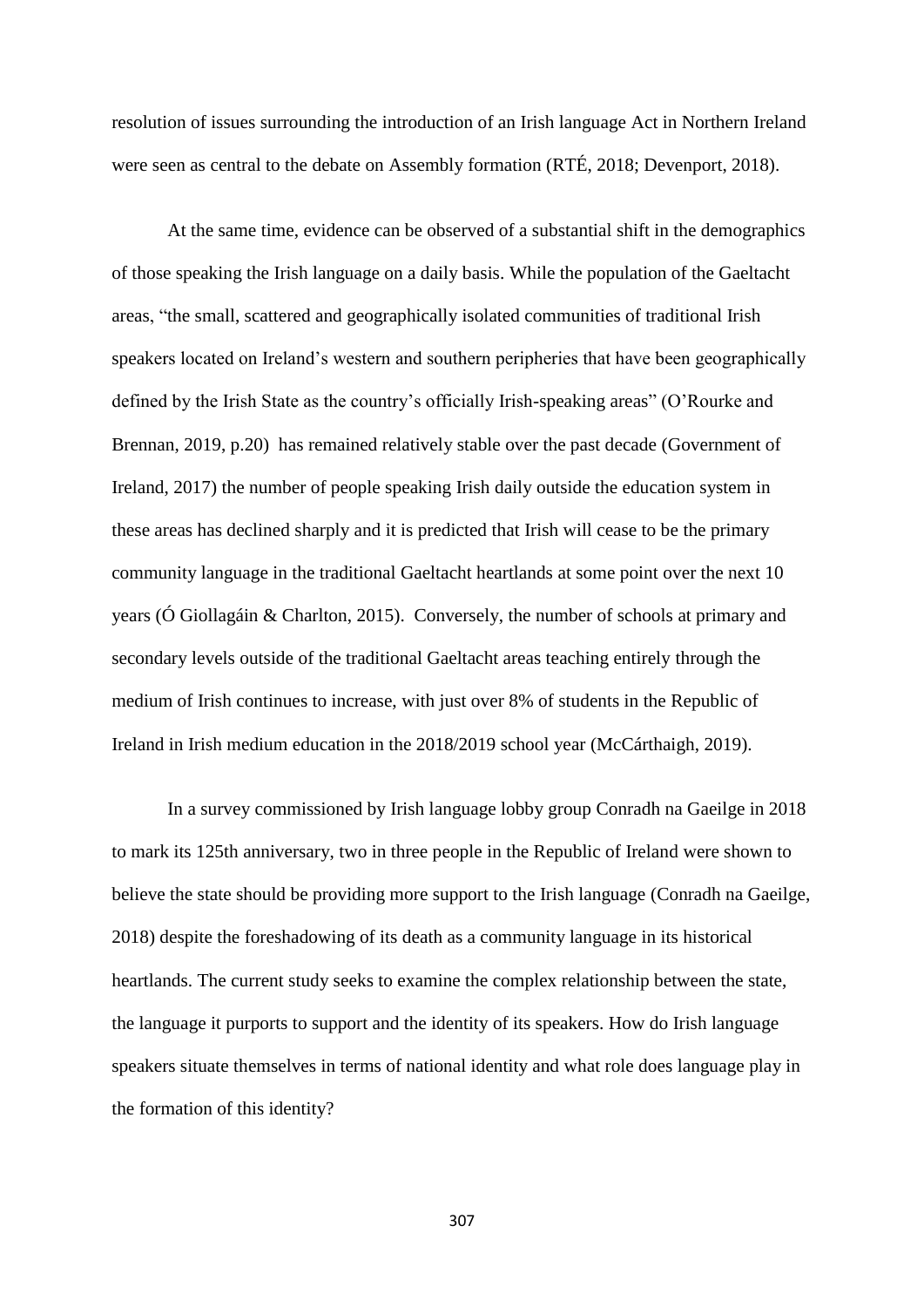resolution of issues surrounding the introduction of an Irish language Act in Northern Ireland were seen as central to the debate on Assembly formation (RTÉ, 2018; Devenport, 2018).

At the same time, evidence can be observed of a substantial shift in the demographics of those speaking the Irish language on a daily basis. While the population of the Gaeltacht areas, "the small, scattered and geographically isolated communities of traditional Irish speakers located on Ireland's western and southern peripheries that have been geographically defined by the Irish State as the country's officially Irish-speaking areas" (O'Rourke and Brennan, 2019, p.20) has remained relatively stable over the past decade (Government of Ireland, 2017) the number of people speaking Irish daily outside the education system in these areas has declined sharply and it is predicted that Irish will cease to be the primary community language in the traditional Gaeltacht heartlands at some point over the next 10 years (Ó Giollagáin & Charlton, 2015). Conversely, the number of schools at primary and secondary levels outside of the traditional Gaeltacht areas teaching entirely through the medium of Irish continues to increase, with just over 8% of students in the Republic of Ireland in Irish medium education in the 2018/2019 school year (McCárthaigh, 2019).

In a survey commissioned by Irish language lobby group Conradh na Gaeilge in 2018 to mark its 125th anniversary, two in three people in the Republic of Ireland were shown to believe the state should be providing more support to the Irish language (Conradh na Gaeilge, 2018) despite the foreshadowing of its death as a community language in its historical heartlands. The current study seeks to examine the complex relationship between the state, the language it purports to support and the identity of its speakers. How do Irish language speakers situate themselves in terms of national identity and what role does language play in the formation of this identity?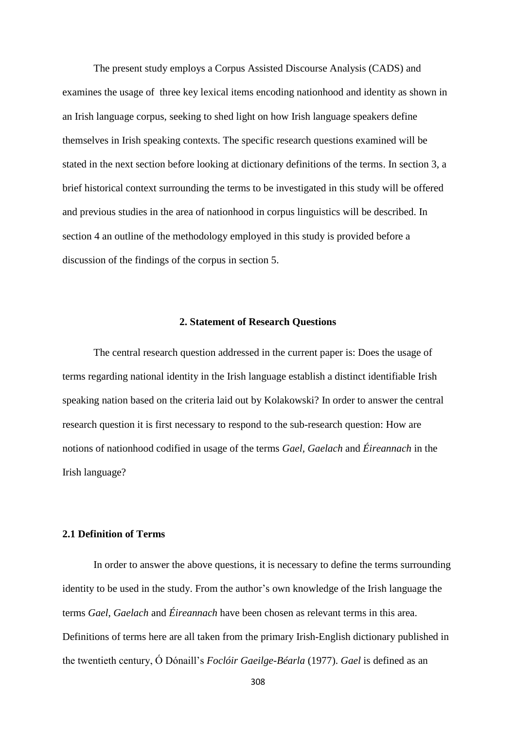The present study employs a Corpus Assisted Discourse Analysis (CADS) and examines the usage of  three key lexical items encoding nationhood and identity as shown in an Irish language corpus, seeking to shed light on how Irish language speakers define themselves in Irish speaking contexts. The specific research questions examined will be stated in the next section before looking at dictionary definitions of the terms. In section 3, a brief historical context surrounding the terms to be investigated in this study will be offered and previous studies in the area of nationhood in corpus linguistics will be described. In section 4 an outline of the methodology employed in this study is provided before a discussion of the findings of the corpus in section 5.

## 2. Statement of Research Questions

The central research question addressed in the current paper is: Does the usage of terms regarding national identity in the Irish language establish a distinct identifiable Irish speaking nation based on the criteria laid out by Kolakowski? In order to answer the central research question it is first necessary to respond to the sub-research question: How are notions of nationhood codified in usage of the terms *Gael*, *Gaelach* and *Éireannach* in the Irish language?

### 2.1 Definition of Terms

In order to answer the above questions, it is necessary to define the terms surrounding identity to be used in the study. From the author's own knowledge of the Irish language the terms *Gael*, *Gaelach* and *Éireannach* have been chosen as relevant terms in this area. Definitions of terms here are all taken from the primary Irish-English dictionary published in the twentieth century, Ó Dónaill's *Foclóir Gaeilge-Béarla* (1977). *Gael* is defined as an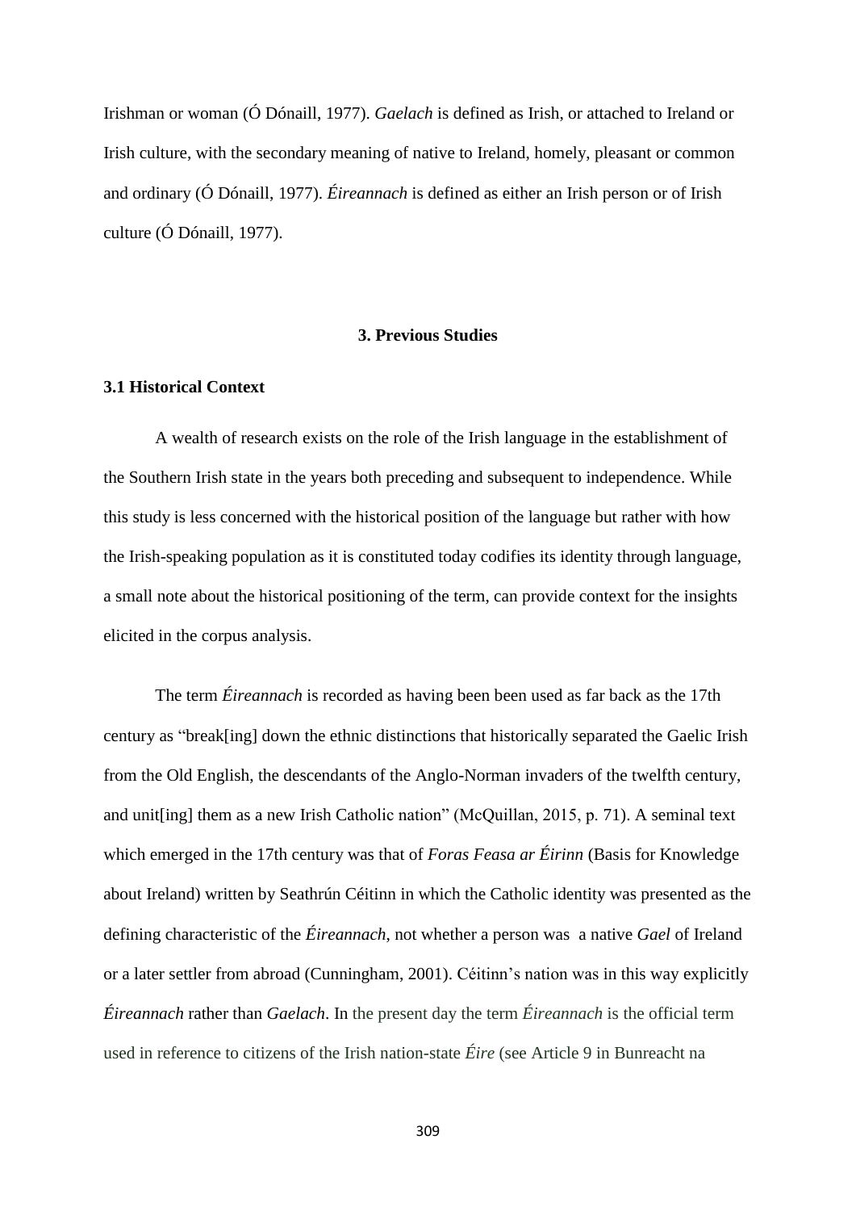Irishman or woman (Ó Dónaill, 1977). *Gaelach* is defined as Irish, or attached to Ireland or Irish culture, with the secondary meaning of native to Ireland, homely, pleasant or common and ordinary (Ó Dónaill, 1977). *Éireannach* is defined as either an Irish person or of Irish culture (Ó Dónaill, 1977).

## 3. Previous Studies

### 3.1 Historical Context

A wealth of research exists on the role of the Irish language in the establishment of the Southern Irish state in the years both preceding and subsequent to independence. While this study is less concerned with the historical position of the language but rather with how the Irish-speaking population as it is constituted today codifies its identity through language, a small note about the historical positioning of the term, can provide context for the insights elicited in the corpus analysis.

The term *Éireannach* is recorded as having been been used as far back as the 17th century as "break[ing] down the ethnic distinctions that historically separated the Gaelic Irish from the Old English, the descendants of the Anglo-Norman invaders of the twelfth century, and unit[ing] them as a new Irish Catholic nation" (McQuillan, 2015, p. 71). A seminal text which emerged in the 17th century was that of *Foras Feasa ar Éirinn* (Basis for Knowledge about Ireland) written by Seathrún Céitinn in which the Catholic identity was presented as the defining characteristic of the *Éireannach*, not whether a person was a native *Gael* of Ireland or a later settler from abroad (Cunningham, 2001). Céitinn's nation was in this way explicitly *Éireannach* rather than *Gaelach*. In the present day the term *Éireannach* is the official term used in reference to citizens of the Irish nation-state *Éire* (see Article 9 in Bunreacht na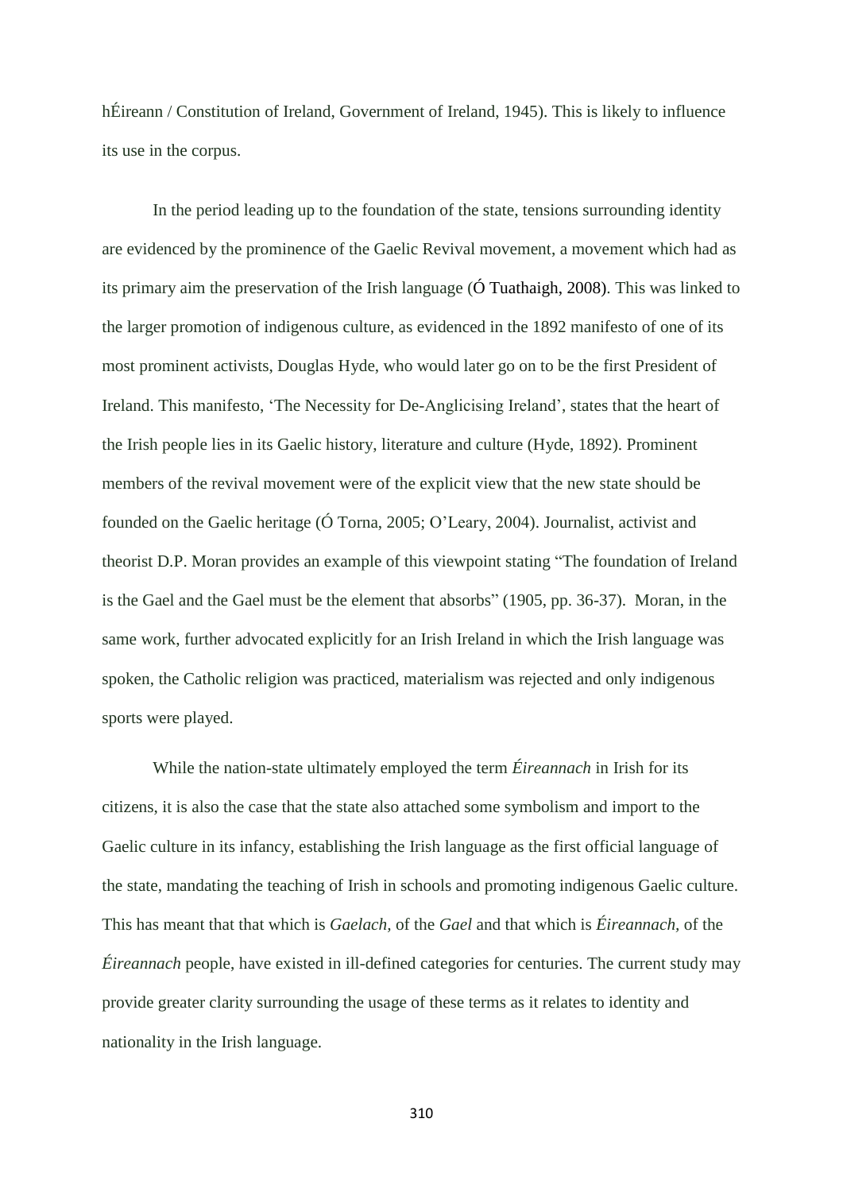hÉireann / Constitution of Ireland, Government of Ireland, 1945). This is likely to influence its use in the corpus.

In the period leading up to the foundation of the state, tensions surrounding identity are evidenced by the prominence of the Gaelic Revival movement, a movement which had as its primary aim the preservation of the Irish language (Ó Tuathaigh, 2008). This was linked to the larger promotion of indigenous culture, as evidenced in the 1892 manifesto of one of its most prominent activists, Douglas Hyde, who would later go on to be the first President of Ireland. This manifesto, 'The Necessity for De-Anglicising Ireland', states that the heart of the Irish people lies in its Gaelic history, literature and culture (Hyde, 1892). Prominent members of the revival movement were of the explicit view that the new state should be founded on the Gaelic heritage (Ó Torna, 2005; O'Leary, 2004). Journalist, activist and theorist D.P. Moran provides an example of this viewpoint stating "The foundation of Ireland is the Gael and the Gael must be the element that absorbs" (1905, pp. 36-37). Moran, in the same work, further advocated explicitly for an Irish Ireland in which the Irish language was spoken, the Catholic religion was practiced, materialism was rejected and only indigenous sports were played.

While the nation-state ultimately employed the term *Éireannach* in Irish for its citizens, it is also the case that the state also attached some symbolism and import to the Gaelic culture in its infancy, establishing the Irish language as the first official language of the state, mandating the teaching of Irish in schools and promoting indigenous Gaelic culture. This has meant that that which is *Gaelach*, of the *Gael* and that which is *Éireannach*, of the *Éireannach* people, have existed in ill-defined categories for centuries. The current study may provide greater clarity surrounding the usage of these terms as it relates to identity and nationality in the Irish language.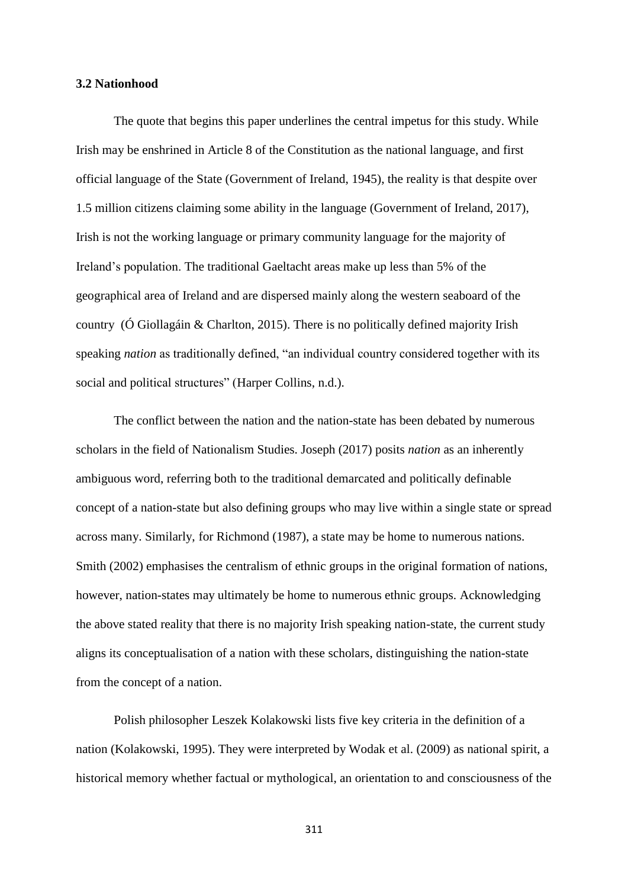### 3.2 Nationhood

The quote that begins this paper underlines the central impetus for this study. While Irish may be enshrined in Article 8 of the Constitution as the national language, and first official language of the State (Government of Ireland, 1945), the reality is that despite over 1.5 million citizens claiming some ability in the language (Government of Ireland, 2017), Irish is not the working language or primary community language for the majority of Ireland's population. The traditional Gaeltacht areas make up less than 5% of the geographical area of Ireland and are dispersed mainly along the western seaboard of the country (Ó Giollagáin & Charlton, 2015). There is no politically defined majority Irish speaking *nation* as traditionally defined, "an individual country considered together with its social and political structures" (Harper Collins, n.d.).

The conflict between the nation and the nation-state has been debated by numerous scholars in the field of Nationalism Studies. Joseph (2017) posits *nation* as an inherently ambiguous word, referring both to the traditional demarcated and politically definable concept of a nation-state but also defining groups who may live within a single state or spread across many. Similarly, for Richmond (1987), a state may be home to numerous nations. Smith (2002) emphasises the centralism of ethnic groups in the original formation of nations, however, nation-states may ultimately be home to numerous ethnic groups. Acknowledging the above stated reality that there is no majority Irish speaking nation-state, the current study aligns its conceptualisation of a nation with these scholars, distinguishing the nation-state from the concept of a nation.

Polish philosopher Leszek Kolakowski lists five key criteria in the definition of a nation (Kolakowski, 1995). They were interpreted by Wodak et al. (2009) as national spirit, a historical memory whether factual or mythological, an orientation to and consciousness of the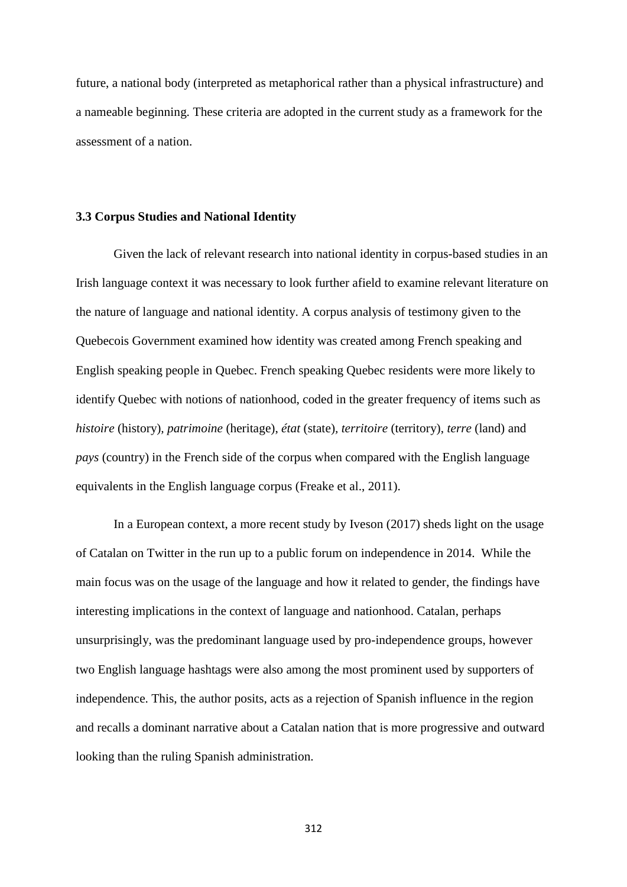future, a national body (interpreted as metaphorical rather than a physical infrastructure) and a nameable beginning. These criteria are adopted in the current study as a framework for the assessment of a nation.

### 3.3 Corpus Studies and National Identity

Given the lack of relevant research into national identity in corpus-based studies in an Irish language context it was necessary to look further afield to examine relevant literature on the nature of language and national identity. A corpus analysis of testimony given to the Quebecois Government examined how identity was created among French speaking and English speaking people in Quebec. French speaking Quebec residents were more likely to identify Quebec with notions of nationhood, coded in the greater frequency of items such as *histoire* (history), *patrimoine* (heritage), *état* (state), *territoire* (territory), *terre* (land) and *pays* (country) in the French side of the corpus when compared with the English language equivalents in the English language corpus (Freake et al., 2011).

In a European context, a more recent study by Iveson (2017) sheds light on the usage of Catalan on Twitter in the run up to a public forum on independence in 2014. While the main focus was on the usage of the language and how it related to gender, the findings have interesting implications in the context of language and nationhood. Catalan, perhaps unsurprisingly, was the predominant language used by pro-independence groups, however two English language hashtags were also among the most prominent used by supporters of independence. This, the author posits, acts as a rejection of Spanish influence in the region and recalls a dominant narrative about a Catalan nation that is more progressive and outward looking than the ruling Spanish administration.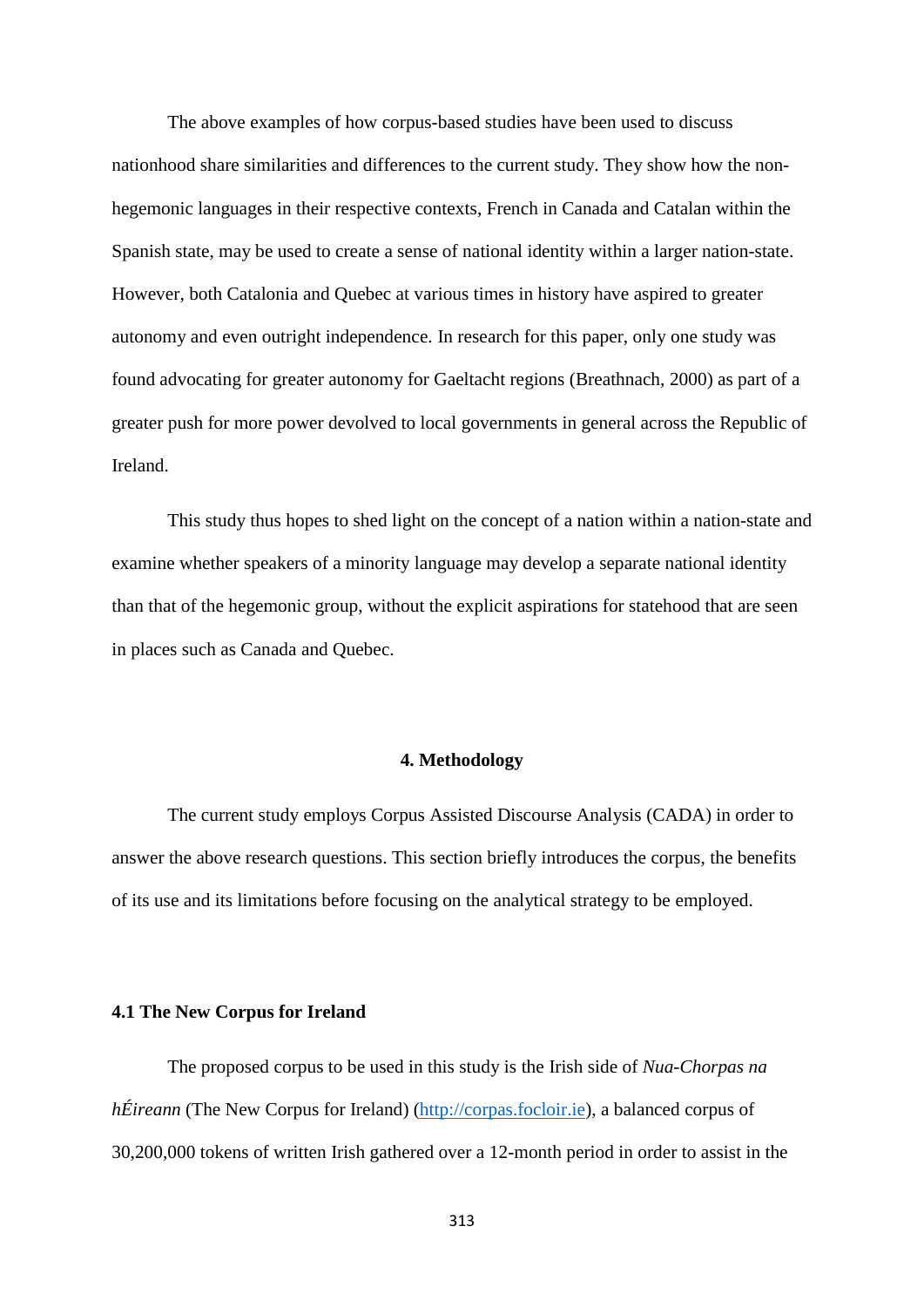The above examples of how corpus-based studies have been used to discuss nationhood share similarities and differences to the current study. They show how the non-hegemonic languages in their respective contexts, French in Canada and Catalan within the Spanish state, may be used to create a sense of national identity within a larger nation-state. However, both Catalonia and Quebec at various times in history have aspired to greater autonomy and even outright independence. In research for this paper, only one study was found advocating for greater autonomy for Gaeltacht regions (Breathnach, 2000) as part of a greater push for more power devolved to local governments in general across the Republic of Ireland.

This study thus hopes to shed light on the concept of a nation within a nation-state and examine whether speakers of a minority language may develop a separate national identity than that of the hegemonic group, without the explicit aspirations for statehood that are seen in places such as Canada and Quebec.

## 4. Methodology

The current study employs Corpus Assisted Discourse Analysis (CADA) in order to answer the above research questions. This section briefly introduces the corpus, the benefits of its use and its limitations before focusing on the analytical strategy to be employed.

### 4.1 The New Corpus for Ireland

The proposed corpus to be used in this study is the Irish side of *Nua-Chorpas na hÉireann* (The New Corpus for Ireland) (http://corpas.focloir.ie), a balanced corpus of 30,200,000 tokens of written Irish gathered over a 12-month period in order to assist in the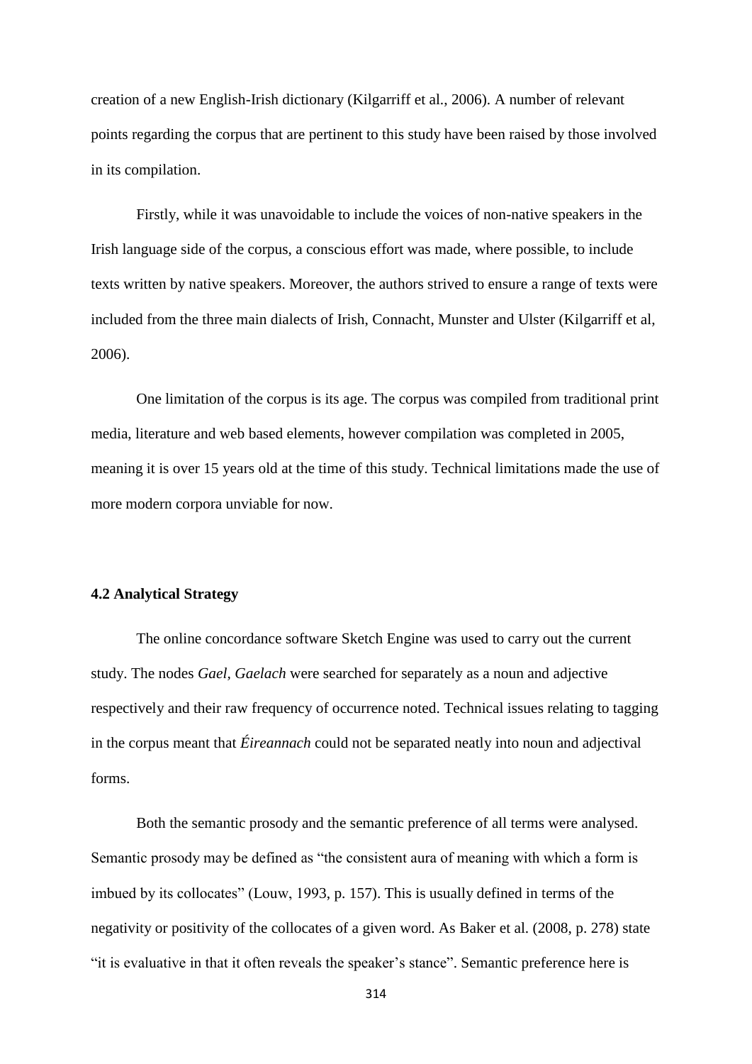creation of a new English-Irish dictionary (Kilgarriff et al., 2006). A number of relevant points regarding the corpus that are pertinent to this study have been raised by those involved in its compilation.

Firstly, while it was unavoidable to include the voices of non-native speakers in the Irish language side of the corpus, a conscious effort was made, where possible, to include texts written by native speakers. Moreover, the authors strived to ensure a range of texts were included from the three main dialects of Irish, Connacht, Munster and Ulster (Kilgarriff et al, 2006).

One limitation of the corpus is its age. The corpus was compiled from traditional print media, literature and web based elements, however compilation was completed in 2005, meaning it is over 15 years old at the time of this study. Technical limitations made the use of more modern corpora unviable for now.

### 4.2 Analytical Strategy

The online concordance software Sketch Engine was used to carry out the current study. The nodes *Gael*, *Gaelach* were searched for separately as a noun and adjective respectively and their raw frequency of occurrence noted. Technical issues relating to tagging in the corpus meant that *Éireannach* could not be separated neatly into noun and adjectival forms.

Both the semantic prosody and the semantic preference of all terms were analysed. Semantic prosody may be defined as "the consistent aura of meaning with which a form is imbued by its collocates" (Louw, 1993, p. 157). This is usually defined in terms of the negativity or positivity of the collocates of a given word. As Baker et al. (2008, p. 278) state "it is evaluative in that it often reveals the speaker's stance". Semantic preference here is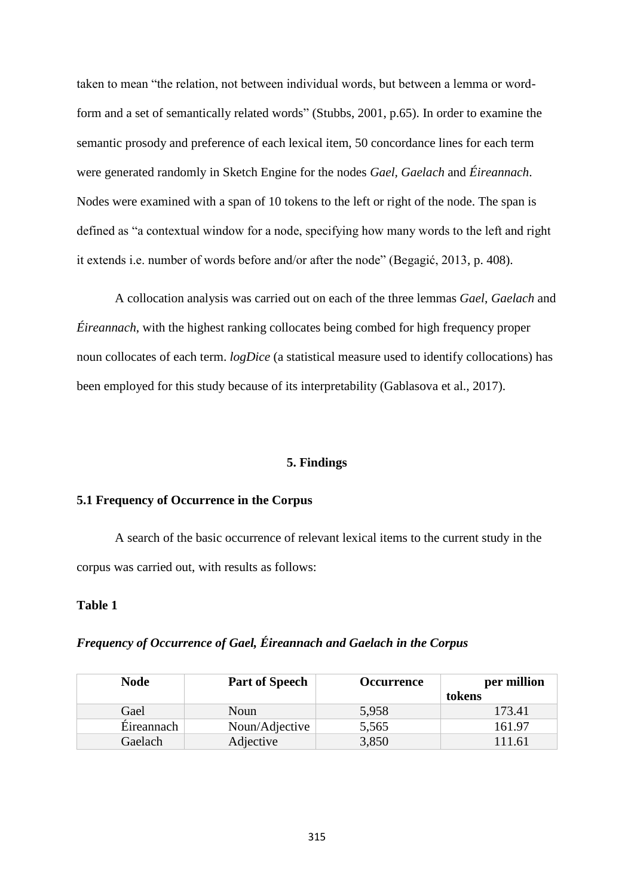taken to mean "the relation, not between individual words, but between a lemma or word-form and a set of semantically related words" (Stubbs, 2001, p.65). In order to examine the semantic prosody and preference of each lexical item, 50 concordance lines for each term were generated randomly in Sketch Engine for the nodes *Gael, Gaelach* and *Éireannach*. Nodes were examined with a span of 10 tokens to the left or right of the node. The span is defined as "a contextual window for a node, specifying how many words to the left and right it extends i.e. number of words before and/or after the node" (Begagić, 2013, p. 408).

A collocation analysis was carried out on each of the three lemmas *Gael*, *Gaelach* and *Éireannach*, with the highest ranking collocates being combed for high frequency proper noun collocates of each term. *logDice* (a statistical measure used to identify collocations) has been employed for this study because of its interpretability (Gablasova et al., 2017).

## 5. Findings

### 5.1 Frequency of Occurrence in the Corpus

A search of the basic occurrence of relevant lexical items to the current study in the corpus was carried out, with results as follows:

**Table 1**

***Frequency of Occurrence of Gael, Éireannach and Gaelach in the Corpus***

| Node | Part of Speech | Occurrence | per million tokens |
|---|---|---|---|
| Gael | Noun | 5,958 | 173.41 |
| Éireannach | Noun/Adjective | 5,565 | 161.97 |
| Gaelach | Adjective | 3,850 | 111.61 |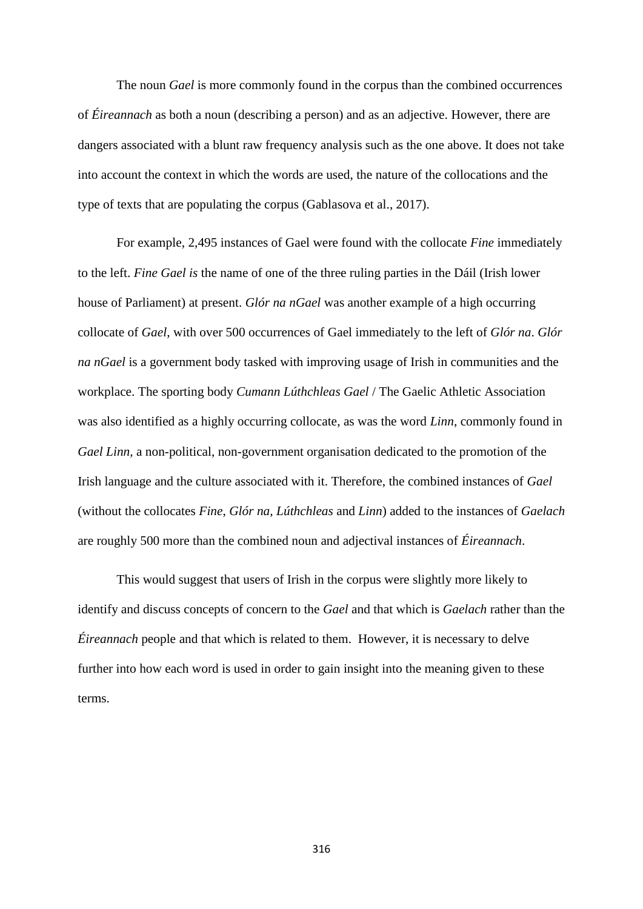The noun *Gael* is more commonly found in the corpus than the combined occurrences of *Éireannach* as both a noun (describing a person) and as an adjective. However, there are dangers associated with a blunt raw frequency analysis such as the one above. It does not take into account the context in which the words are used, the nature of the collocations and the type of texts that are populating the corpus (Gablasova et al., 2017).

For example, 2,495 instances of Gael were found with the collocate *Fine* immediately to the left. *Fine Gael is* the name of one of the three ruling parties in the Dáil (Irish lower house of Parliament) at present. *Glór na nGael* was another example of a high occurring collocate of *Gael*, with over 500 occurrences of Gael immediately to the left of *Glór na*. *Glór na nGael* is a government body tasked with improving usage of Irish in communities and the workplace. The sporting body *Cumann Lúthchleas Gael* / The Gaelic Athletic Association was also identified as a highly occurring collocate, as was the word *Linn*, commonly found in *Gael Linn,* a non-political, non-government organisation dedicated to the promotion of the Irish language and the culture associated with it. Therefore, the combined instances of *Gael* (without the collocates *Fine*, *Glór na*, *Lúthchleas* and *Linn*) added to the instances of *Gaelach* are roughly 500 more than the combined noun and adjectival instances of *Éireannach*.

This would suggest that users of Irish in the corpus were slightly more likely to identify and discuss concepts of concern to the *Gael* and that which is *Gaelach* rather than the *Éireannach* people and that which is related to them. However, it is necessary to delve further into how each word is used in order to gain insight into the meaning given to these terms.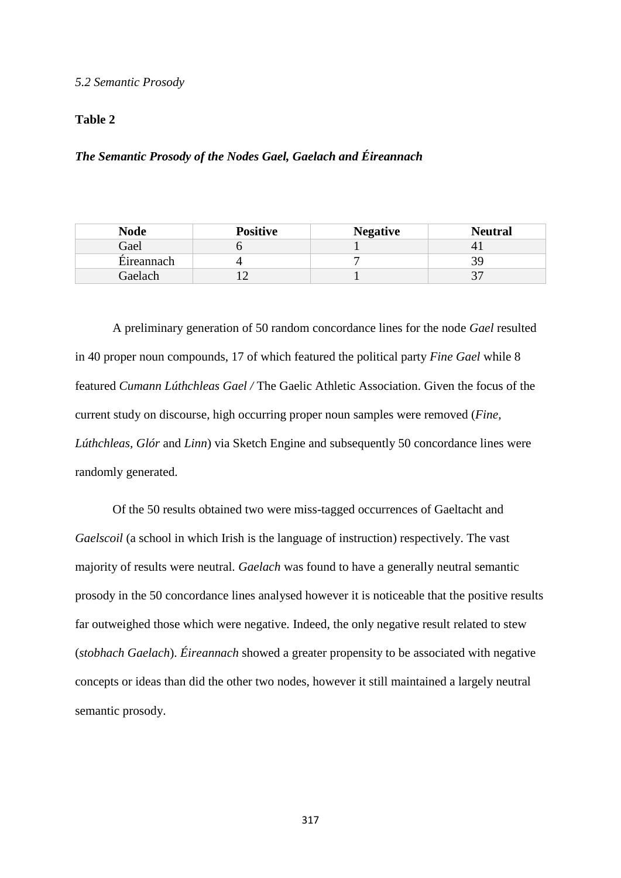*5.2 Semantic Prosody*

**Table 2**

***The Semantic Prosody of the Nodes Gael, Gaelach and Éireannach***

| Node | Positive | Negative | Neutral |
|---|---|---|---|
| Gael | 6 | 1 | 41 |
| Éireannach | 4 | 7 | 39 |
| Gaelach | 12 | 1 | 37 |

A preliminary generation of 50 random concordance lines for the node *Gael* resulted in 40 proper noun compounds, 17 of which featured the political party *Fine Gael* while 8 featured *Cumann Lúthchleas Gael /* The Gaelic Athletic Association. Given the focus of the current study on discourse, high occurring proper noun samples were removed (*Fine*, *Lúthchleas, Glór* and *Linn*) via Sketch Engine and subsequently 50 concordance lines were randomly generated.

Of the 50 results obtained two were miss-tagged occurrences of Gaeltacht and *Gaelscoil* (a school in which Irish is the language of instruction) respectively. The vast majority of results were neutral. *Gaelach* was found to have a generally neutral semantic prosody in the 50 concordance lines analysed however it is noticeable that the positive results far outweighed those which were negative. Indeed, the only negative result related to stew (*stobhach Gaelach*). *Éireannach* showed a greater propensity to be associated with negative concepts or ideas than did the other two nodes, however it still maintained a largely neutral semantic prosody.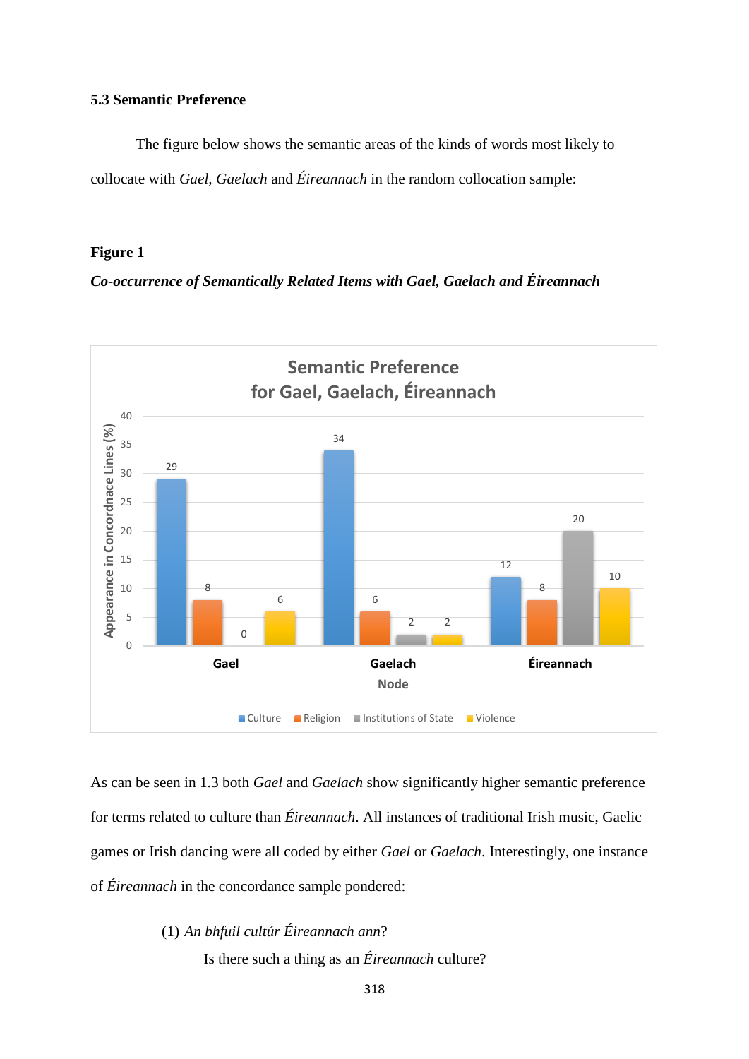### 5.3 Semantic Preference

The figure below shows the semantic areas of the kinds of words most likely to collocate with *Gael, Gaelach* and *Éireannach* in the random collocation sample:

**Figure 1**

***Co-occurrence of Semantically Related Items with Gael, Gaelach and Éireannach***

Semantic Preference for Gael, Gaelach, Éireannach

| Node | Culture | Religion | Institutions of State | Violence |
|---|---|---|---|---|
| Gael | 29 | 8 | 0 | 6 |
| Gaelach | 34 | 6 | 2 | 2 |
| Éireannach | 12 | 8 | 20 | 10 |

Y-axis: Appearance in Concordnace Lines (%); X-axis: Node

As can be seen in 1.3 both *Gael* and *Gaelach* show significantly higher semantic preference for terms related to culture than *Éireannach*. All instances of traditional Irish music, Gaelic games or Irish dancing were all coded by either *Gael* or *Gaelach*. Interestingly, one instance of *Éireannach* in the concordance sample pondered:

(1) *An bhfuil cultúr Éireannach ann*?

Is there such a thing as an *Éireannach* culture?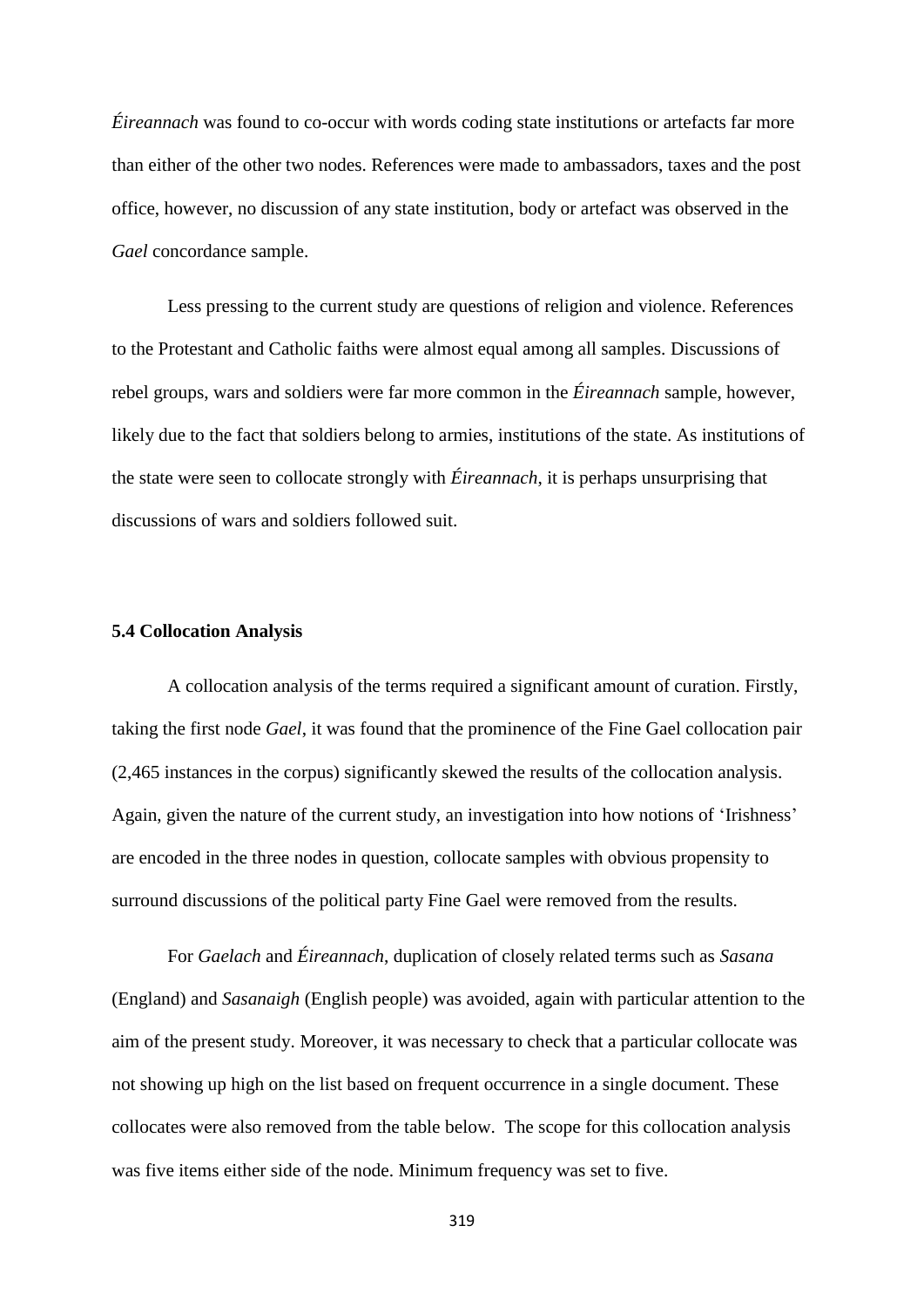*Éireannach* was found to co-occur with words coding state institutions or artefacts far more than either of the other two nodes. References were made to ambassadors, taxes and the post office, however, no discussion of any state institution, body or artefact was observed in the *Gael* concordance sample.

Less pressing to the current study are questions of religion and violence. References to the Protestant and Catholic faiths were almost equal among all samples. Discussions of rebel groups, wars and soldiers were far more common in the *Éireannach* sample, however, likely due to the fact that soldiers belong to armies, institutions of the state. As institutions of the state were seen to collocate strongly with *Éireannach*, it is perhaps unsurprising that discussions of wars and soldiers followed suit.

### 5.4 Collocation Analysis

A collocation analysis of the terms required a significant amount of curation. Firstly, taking the first node *Gael*, it was found that the prominence of the Fine Gael collocation pair (2,465 instances in the corpus) significantly skewed the results of the collocation analysis. Again, given the nature of the current study, an investigation into how notions of 'Irishness' are encoded in the three nodes in question, collocate samples with obvious propensity to surround discussions of the political party Fine Gael were removed from the results.

For *Gaelach* and *Éireannach*, duplication of closely related terms such as *Sasana* (England) and *Sasanaigh* (English people) was avoided, again with particular attention to the aim of the present study. Moreover, it was necessary to check that a particular collocate was not showing up high on the list based on frequent occurrence in a single document. These collocates were also removed from the table below. The scope for this collocation analysis was five items either side of the node. Minimum frequency was set to five.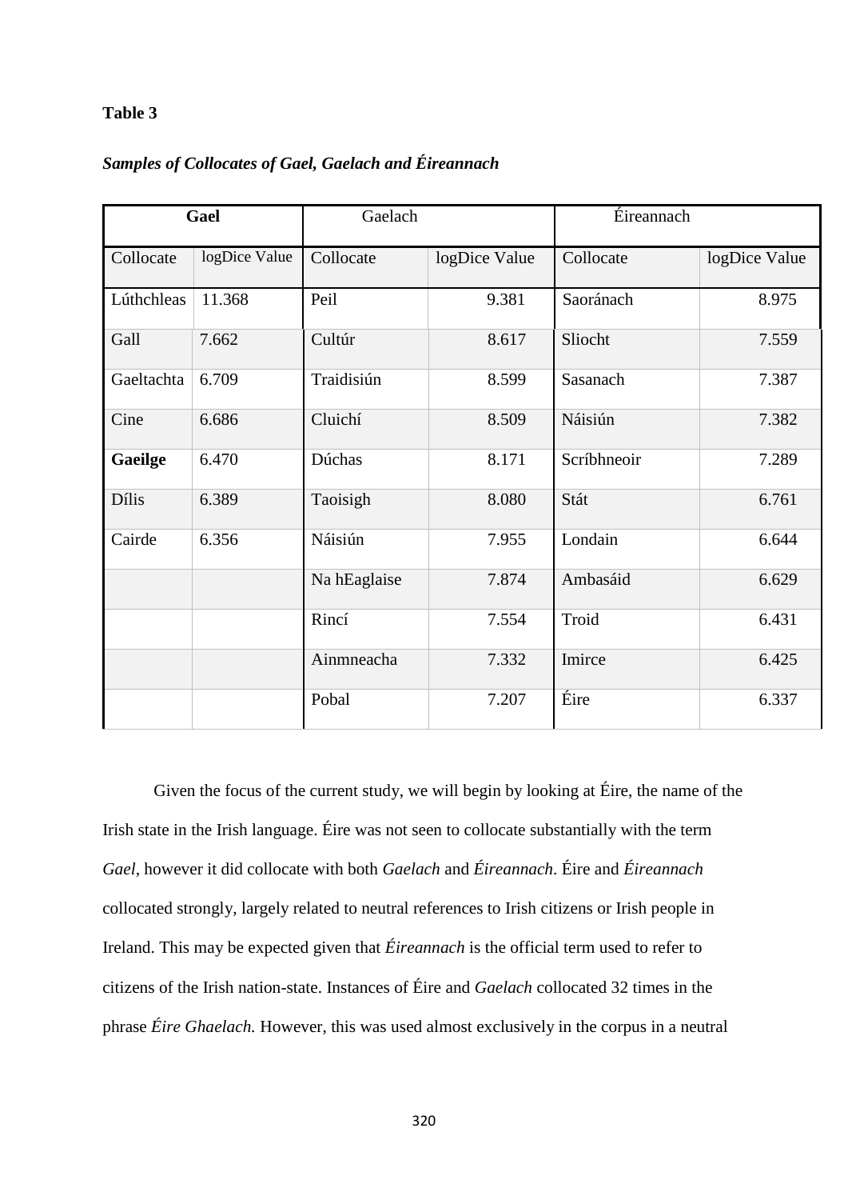**Table 3**

***Samples of Collocates of Gael, Gaelach and Éireannach***

| **Gael** | | Gaelach | | Éireannach | |
|---|---|---|---|---|---|
| Collocate | logDice Value | Collocate | logDice Value | Collocate | logDice Value |
| Lúthchleas | 11.368 | Peil | 9.381 | Saoránach | 8.975 |
| Gall | 7.662 | Cultúr | 8.617 | Sliocht | 7.559 |
| Gaeltachta | 6.709 | Traidisiún | 8.599 | Sasanach | 7.387 |
| Cine | 6.686 | Cluichí | 8.509 | Náisiún | 7.382 |
| **Gaeilge** | 6.470 | Dúchas | 8.171 | Scríbhneoir | 7.289 |
| Dílis | 6.389 | Taoisigh | 8.080 | Stát | 6.761 |
| Cairde | 6.356 | Náisiún | 7.955 | Londain | 6.644 |
| | | Na hEaglaise | 7.874 | Ambasáid | 6.629 |
| | | Rincí | 7.554 | Troid | 6.431 |
| | | Ainmneacha | 7.332 | Imirce | 6.425 |
| | | Pobal | 7.207 | Éire | 6.337 |

Given the focus of the current study, we will begin by looking at Éire, the name of the Irish state in the Irish language. Éire was not seen to collocate substantially with the term *Gael*, however it did collocate with both *Gaelach* and *Éireannach*. Éire and *Éireannach* collocated strongly, largely related to neutral references to Irish citizens or Irish people in Ireland. This may be expected given that *Éireannach* is the official term used to refer to citizens of the Irish nation-state. Instances of Éire and *Gaelach* collocated 32 times in the phrase *Éire Ghaelach.* However, this was used almost exclusively in the corpus in a neutral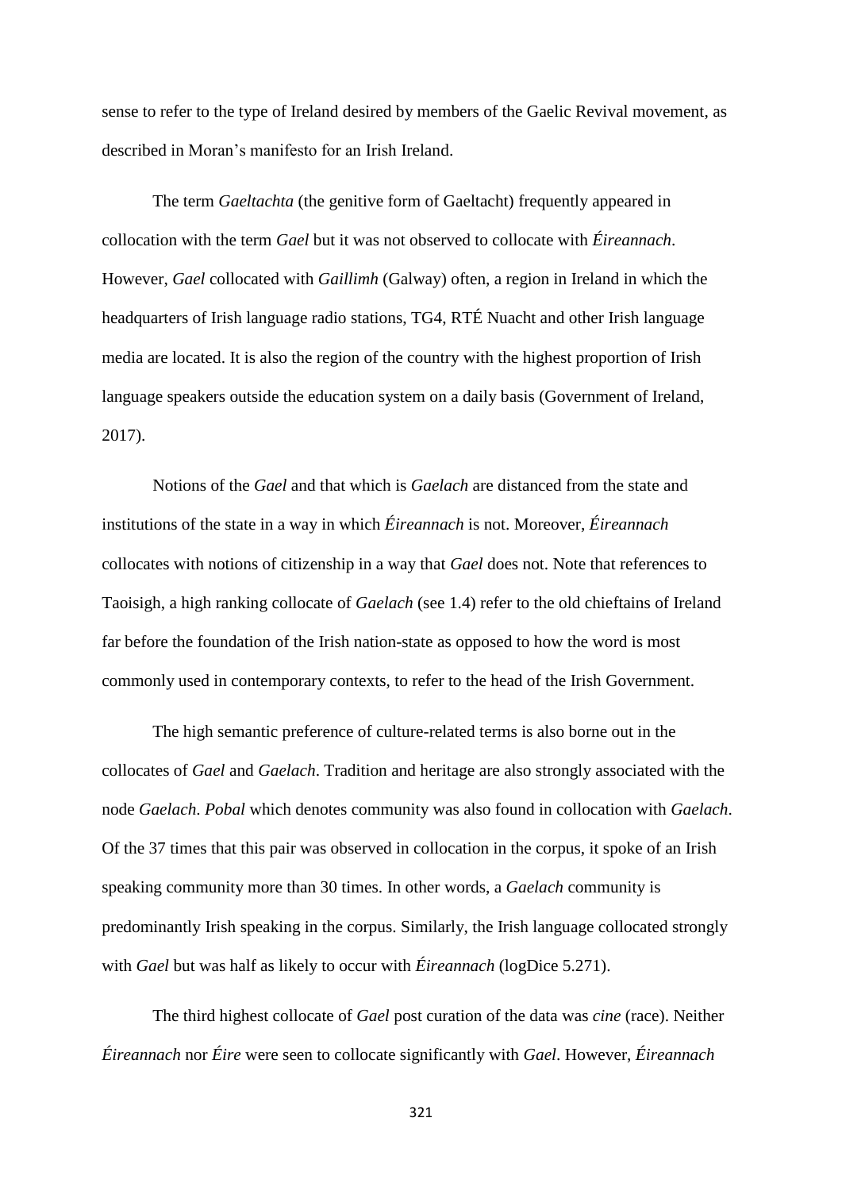sense to refer to the type of Ireland desired by members of the Gaelic Revival movement, as described in Moran's manifesto for an Irish Ireland.

The term *Gaeltachta* (the genitive form of Gaeltacht) frequently appeared in collocation with the term *Gael* but it was not observed to collocate with *Éireannach*. However, *Gael* collocated with *Gaillimh* (Galway) often, a region in Ireland in which the headquarters of Irish language radio stations, TG4, RTÉ Nuacht and other Irish language media are located. It is also the region of the country with the highest proportion of Irish language speakers outside the education system on a daily basis (Government of Ireland, 2017).

Notions of the *Gael* and that which is *Gaelach* are distanced from the state and institutions of the state in a way in which *Éireannach* is not. Moreover, *Éireannach* collocates with notions of citizenship in a way that *Gael* does not. Note that references to Taoisigh, a high ranking collocate of *Gaelach* (see 1.4) refer to the old chieftains of Ireland far before the foundation of the Irish nation-state as opposed to how the word is most commonly used in contemporary contexts, to refer to the head of the Irish Government.

The high semantic preference of culture-related terms is also borne out in the collocates of *Gael* and *Gaelach*. Tradition and heritage are also strongly associated with the node *Gaelach*. *Pobal* which denotes community was also found in collocation with *Gaelach*. Of the 37 times that this pair was observed in collocation in the corpus, it spoke of an Irish speaking community more than 30 times. In other words, a *Gaelach* community is predominantly Irish speaking in the corpus. Similarly, the Irish language collocated strongly with *Gael* but was half as likely to occur with *Éireannach* (logDice 5.271).

The third highest collocate of *Gael* post curation of the data was *cine* (race). Neither *Éireannach* nor *Éire* were seen to collocate significantly with *Gael*. However, *Éireannach*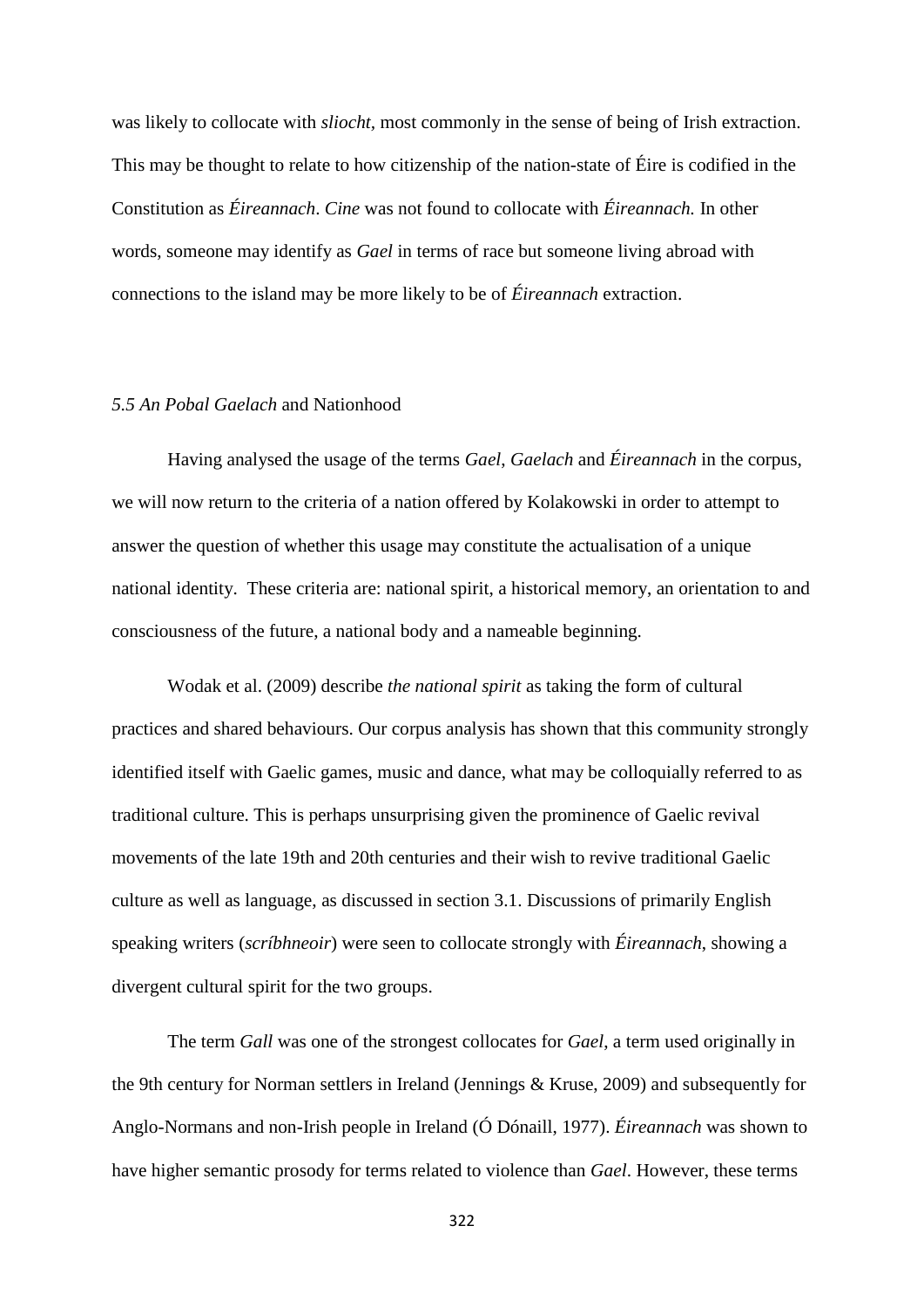was likely to collocate with *sliocht*, most commonly in the sense of being of Irish extraction. This may be thought to relate to how citizenship of the nation-state of Éire is codified in the Constitution as *Éireannach*. *Cine* was not found to collocate with *Éireannach.* In other words, someone may identify as *Gael* in terms of race but someone living abroad with connections to the island may be more likely to be of *Éireannach* extraction.

### *5.5 An Pobal Gaelach* and Nationhood

Having analysed the usage of the terms *Gael*, *Gaelach* and *Éireannach* in the corpus, we will now return to the criteria of a nation offered by Kolakowski in order to attempt to answer the question of whether this usage may constitute the actualisation of a unique national identity. These criteria are: national spirit, a historical memory, an orientation to and consciousness of the future, a national body and a nameable beginning.

Wodak et al. (2009) describe *the national spirit* as taking the form of cultural practices and shared behaviours. Our corpus analysis has shown that this community strongly identified itself with Gaelic games, music and dance, what may be colloquially referred to as traditional culture. This is perhaps unsurprising given the prominence of Gaelic revival movements of the late 19th and 20th centuries and their wish to revive traditional Gaelic culture as well as language, as discussed in section 3.1. Discussions of primarily English speaking writers (*scríbhneoir*) were seen to collocate strongly with *Éireannach*, showing a divergent cultural spirit for the two groups.

The term *Gall* was one of the strongest collocates for *Gael*, a term used originally in the 9th century for Norman settlers in Ireland (Jennings & Kruse, 2009) and subsequently for Anglo-Normans and non-Irish people in Ireland (Ó Dónaill, 1977). *Éireannach* was shown to have higher semantic prosody for terms related to violence than *Gael*. However, these terms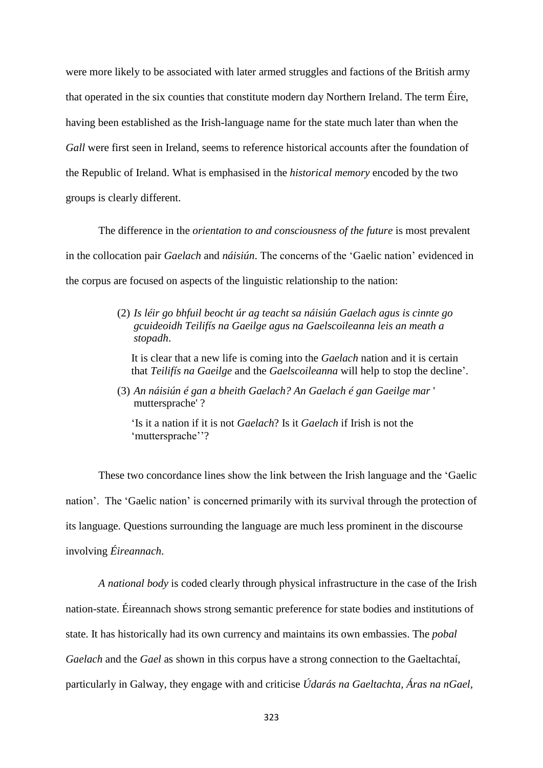were more likely to be associated with later armed struggles and factions of the British army that operated in the six counties that constitute modern day Northern Ireland. The term Éire, having been established as the Irish-language name for the state much later than when the *Gall* were first seen in Ireland, seems to reference historical accounts after the foundation of the Republic of Ireland. What is emphasised in the *historical memory* encoded by the two groups is clearly different.

The difference in the *orientation to and consciousness of the future* is most prevalent in the collocation pair *Gaelach* and *náisiún*. The concerns of the 'Gaelic nation' evidenced in the corpus are focused on aspects of the linguistic relationship to the nation:

> (2) *Is léir go bhfuil beocht úr ag teacht sa náisiún Gaelach agus is cinnte go gcuideoidh Teilifís na Gaeilge agus na Gaelscoileanna leis an meath a stopadh*.
>
> It is clear that a new life is coming into the *Gaelach* nation and it is certain that *Teilifís na Gaeilge* and the *Gaelscoileanna* will help to stop the decline'.
>
> (3) *An náisiún é gan a bheith Gaelach? An Gaelach é gan Gaeilge mar* ' muttersprache' ?
>
> 'Is it a nation if it is not *Gaelach*? Is it *Gaelach* if Irish is not the 'muttersprache''?

These two concordance lines show the link between the Irish language and the 'Gaelic nation'. The 'Gaelic nation' is concerned primarily with its survival through the protection of its language. Questions surrounding the language are much less prominent in the discourse involving *Éireannach*.

*A national body* is coded clearly through physical infrastructure in the case of the Irish nation-state. Éireannach shows strong semantic preference for state bodies and institutions of state. It has historically had its own currency and maintains its own embassies. The *pobal Gaelach* and the *Gael* as shown in this corpus have a strong connection to the Gaeltachtaí, particularly in Galway, they engage with and criticise *Údarás na Gaeltachta, Áras na nGael,*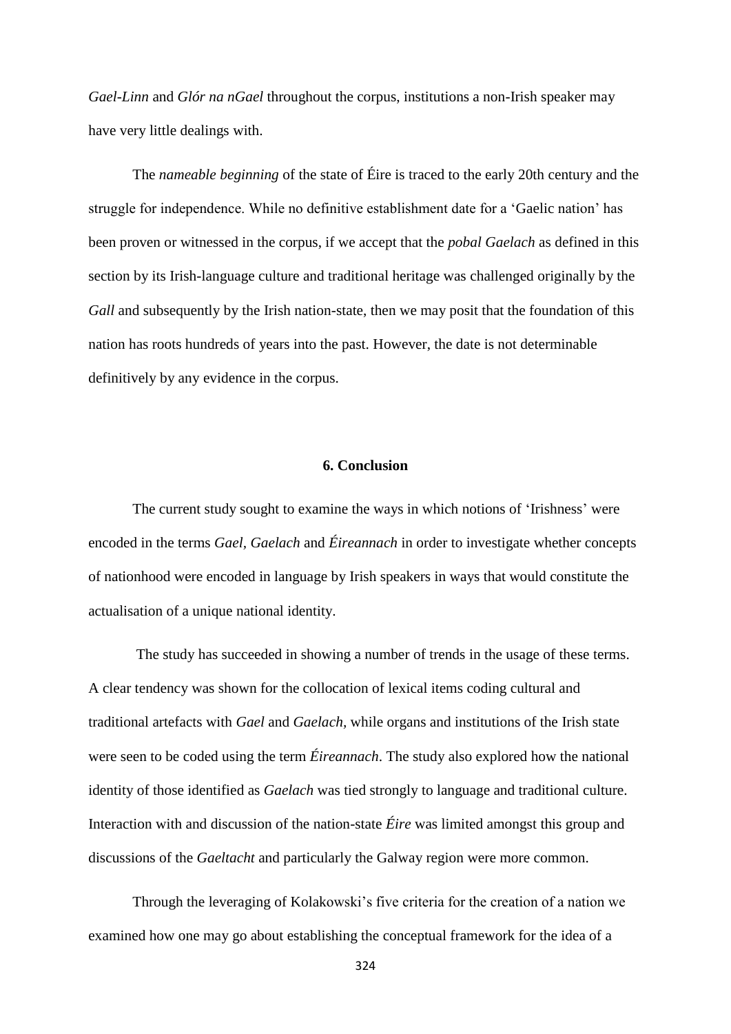*Gael-Linn* and *Glór na nGael* throughout the corpus, institutions a non-Irish speaker may have very little dealings with.

The *nameable beginning* of the state of Éire is traced to the early 20th century and the struggle for independence. While no definitive establishment date for a 'Gaelic nation' has been proven or witnessed in the corpus, if we accept that the *pobal Gaelach* as defined in this section by its Irish-language culture and traditional heritage was challenged originally by the *Gall* and subsequently by the Irish nation-state, then we may posit that the foundation of this nation has roots hundreds of years into the past. However, the date is not determinable definitively by any evidence in the corpus.

## 6. Conclusion

The current study sought to examine the ways in which notions of 'Irishness' were encoded in the terms *Gael*, *Gaelach* and *Éireannach* in order to investigate whether concepts of nationhood were encoded in language by Irish speakers in ways that would constitute the actualisation of a unique national identity.

The study has succeeded in showing a number of trends in the usage of these terms. A clear tendency was shown for the collocation of lexical items coding cultural and traditional artefacts with *Gael* and *Gaelach*, while organs and institutions of the Irish state were seen to be coded using the term *Éireannach*. The study also explored how the national identity of those identified as *Gaelach* was tied strongly to language and traditional culture. Interaction with and discussion of the nation-state *Éire* was limited amongst this group and discussions of the *Gaeltacht* and particularly the Galway region were more common.

Through the leveraging of Kolakowski's five criteria for the creation of a nation we examined how one may go about establishing the conceptual framework for the idea of a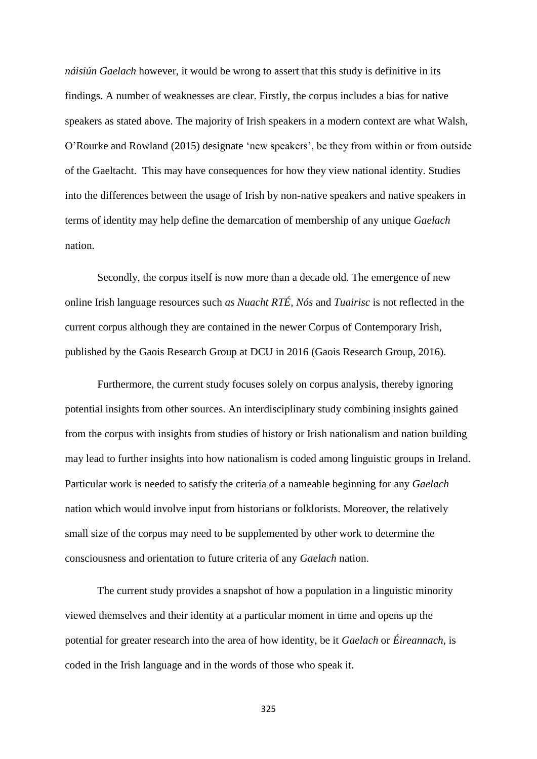*náisiún Gaelach* however, it would be wrong to assert that this study is definitive in its findings. A number of weaknesses are clear. Firstly, the corpus includes a bias for native speakers as stated above. The majority of Irish speakers in a modern context are what Walsh, O'Rourke and Rowland (2015) designate 'new speakers', be they from within or from outside of the Gaeltacht. This may have consequences for how they view national identity. Studies into the differences between the usage of Irish by non-native speakers and native speakers in terms of identity may help define the demarcation of membership of any unique *Gaelach* nation.

Secondly, the corpus itself is now more than a decade old. The emergence of new online Irish language resources such *as Nuacht RTÉ*, *Nós* and *Tuairisc* is not reflected in the current corpus although they are contained in the newer Corpus of Contemporary Irish, published by the Gaois Research Group at DCU in 2016 (Gaois Research Group, 2016).

Furthermore, the current study focuses solely on corpus analysis, thereby ignoring potential insights from other sources. An interdisciplinary study combining insights gained from the corpus with insights from studies of history or Irish nationalism and nation building may lead to further insights into how nationalism is coded among linguistic groups in Ireland. Particular work is needed to satisfy the criteria of a nameable beginning for any *Gaelach* nation which would involve input from historians or folklorists. Moreover, the relatively small size of the corpus may need to be supplemented by other work to determine the consciousness and orientation to future criteria of any *Gaelach* nation.

The current study provides a snapshot of how a population in a linguistic minority viewed themselves and their identity at a particular moment in time and opens up the potential for greater research into the area of how identity, be it *Gaelach* or *Éireannach*, is coded in the Irish language and in the words of those who speak it.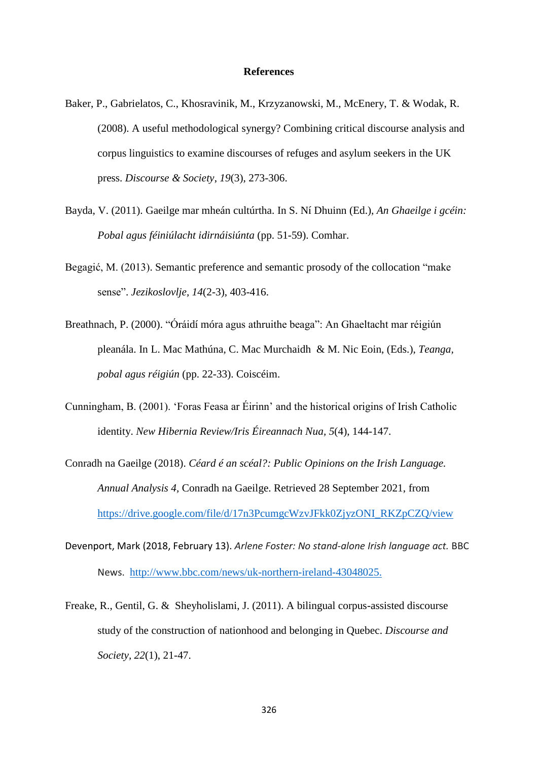# References

Baker, P., Gabrielatos, C., Khosravinik, M., Krzyzanowski, M., McEnery, T. & Wodak, R. (2008). A useful methodological synergy? Combining critical discourse analysis and corpus linguistics to examine discourses of refuges and asylum seekers in the UK press. *Discourse & Society*, *19*(3), 273-306.

Bayda, V. (2011). Gaeilge mar mheán cultúrtha. In S. Ní Dhuinn (Ed.), *An Ghaeilge i gcéin: Pobal agus féiniúlacht idirnáisiúnta* (pp. 51-59). Comhar.

Begagić, M. (2013). Semantic preference and semantic prosody of the collocation "make sense". *Jezikoslovlje*, *14*(2-3), 403-416.

Breathnach, P. (2000). "Óráidí móra agus athruithe beaga": An Ghaeltacht mar réigiún pleanála. In L. Mac Mathúna, C. Mac Murchaidh & M. Nic Eoin, (Eds.), *Teanga, pobal agus réigiún* (pp. 22-33). Coiscéim.

Cunningham, B. (2001). 'Foras Feasa ar Éirinn' and the historical origins of Irish Catholic identity. *New Hibernia Review/Iris Éireannach Nua*, *5*(4), 144-147.

Conradh na Gaeilge (2018). *Céard é an scéal?: Public Opinions on the Irish Language. Annual Analysis 4,* Conradh na Gaeilge. Retrieved 28 September 2021, from https://drive.google.com/file/d/17n3PcumgcWzvJFkk0ZjyzONI_RKZpCZQ/view

Devenport, Mark (2018, February 13). *Arlene Foster: No stand-alone Irish language act.* BBC News. http://www.bbc.com/news/uk-northern-ireland-43048025.

Freake, R., Gentil, G. & Sheyholislami, J. (2011). A bilingual corpus-assisted discourse study of the construction of nationhood and belonging in Quebec. *Discourse and Society, 22*(1), 21-47.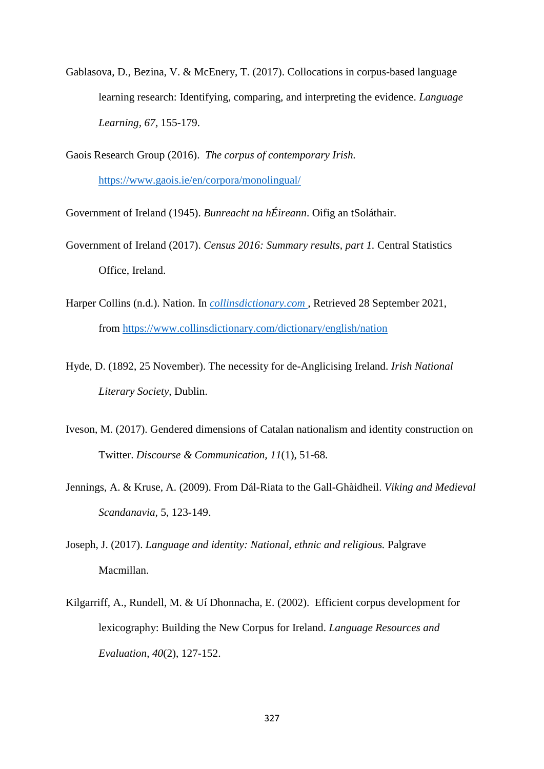Gablasova, D., Bezina, V. & McEnery, T. (2017). Collocations in corpus-based language learning research: Identifying, comparing, and interpreting the evidence. *Language Learning*, *67,* 155-179.

Gaois Research Group (2016). *The corpus of contemporary Irish.* https://www.gaois.ie/en/corpora/monolingual/

Government of Ireland (1945). *Bunreacht na hÉireann*. Oifig an tSoláthair.

Government of Ireland (2017). *Census 2016: Summary results, part 1.* Central Statistics Office, Ireland.

Harper Collins (n.d.). Nation. In *collinsdictionary.com* , Retrieved 28 September 2021, from https://www.collinsdictionary.com/dictionary/english/nation

Hyde, D. (1892, 25 November). The necessity for de-Anglicising Ireland. *Irish National Literary Society,* Dublin.

Iveson, M. (2017). Gendered dimensions of Catalan nationalism and identity construction on Twitter. *Discourse & Communication, 11*(1), 51-68.

Jennings, A. & Kruse, A. (2009). From Dál-Riata to the Gall-Ghàidheil. *Viking and Medieval Scandanavia,* 5, 123-149.

Joseph, J. (2017). *Language and identity: National, ethnic and religious.* Palgrave Macmillan.

Kilgarriff, A., Rundell, M. & Uí Dhonnacha, E. (2002). Efficient corpus development for lexicography: Building the New Corpus for Ireland. *Language Resources and Evaluation*, *40*(2), 127-152.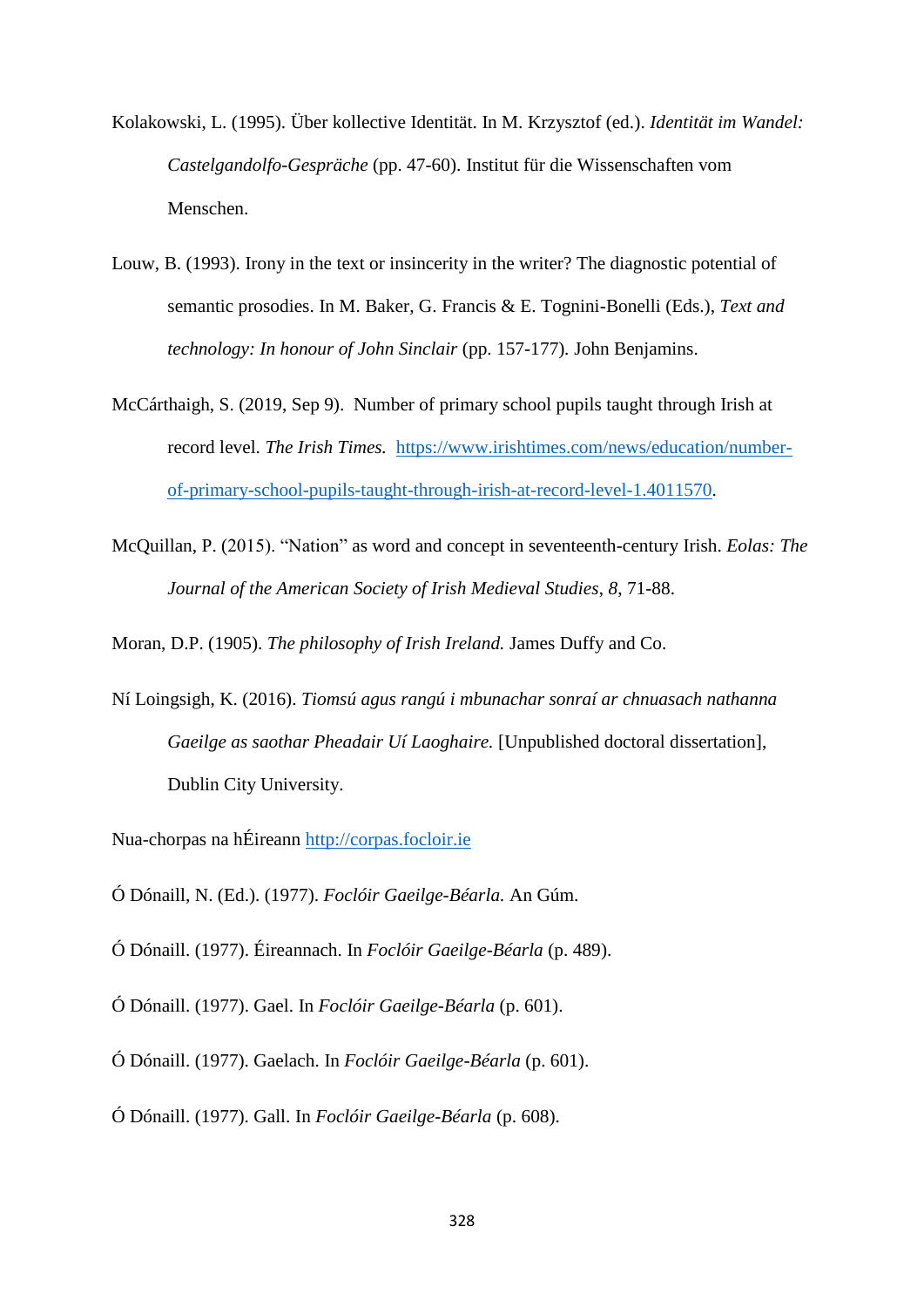Kolakowski, L. (1995). Über kollective Identität. In M. Krzysztof (ed.). *Identität im Wandel: Castelgandolfo-Gespräche* (pp. 47-60). Institut für die Wissenschaften vom Menschen.

Louw, B. (1993). Irony in the text or insincerity in the writer? The diagnostic potential of semantic prosodies. In M. Baker, G. Francis & E. Tognini-Bonelli (Eds.), *Text and technology: In honour of John Sinclair* (pp. 157-177). John Benjamins.

McCárthaigh, S. (2019, Sep 9). Number of primary school pupils taught through Irish at record level. *The Irish Times.* https://www.irishtimes.com/news/education/number-of-primary-school-pupils-taught-through-irish-at-record-level-1.4011570.

McQuillan, P. (2015). "Nation" as word and concept in seventeenth-century Irish. *Eolas: The Journal of the American Society of Irish Medieval Studies*, *8*, 71-88.

Moran, D.P. (1905). *The philosophy of Irish Ireland.* James Duffy and Co.

Ní Loingsigh, K. (2016). *Tiomsú agus rangú i mbunachar sonraí ar chnuasach nathanna Gaeilge as saothar Pheadair Uí Laoghaire.* [Unpublished doctoral dissertation], Dublin City University.

Nua-chorpas na hÉireann http://corpas.focloir.ie

Ó Dónaill, N. (Ed.). (1977). *Foclóir Gaeilge-Béarla.* An Gúm.

Ó Dónaill. (1977). Éireannach. In *Foclóir Gaeilge-Béarla* (p. 489).

Ó Dónaill. (1977). Gael. In *Foclóir Gaeilge-Béarla* (p. 601).

Ó Dónaill. (1977). Gaelach. In *Foclóir Gaeilge-Béarla* (p. 601).

Ó Dónaill. (1977). Gall. In *Foclóir Gaeilge-Béarla* (p. 608).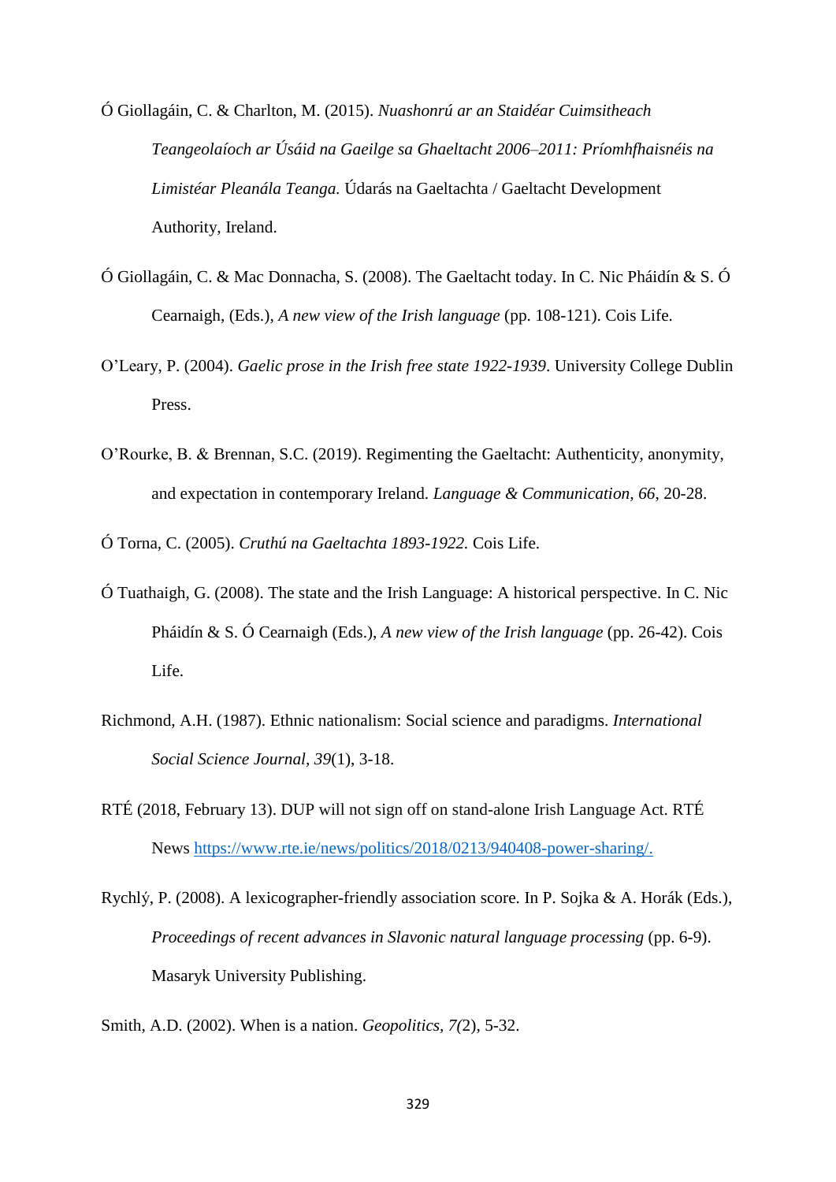Ó Giollagáin, C. & Charlton, M. (2015). *Nuashonrú ar an Staidéar Cuimsitheach Teangeolaíoch ar Úsáid na Gaeilge sa Ghaeltacht 2006–2011: Príomhfhaisnéis na Limistéar Pleanála Teanga.* Údarás na Gaeltachta / Gaeltacht Development Authority, Ireland.

Ó Giollagáin, C. & Mac Donnacha, S. (2008). The Gaeltacht today. In C. Nic Pháidín & S. Ó Cearnaigh, (Eds.), *A new view of the Irish language* (pp. 108-121). Cois Life.

O'Leary, P. (2004). *Gaelic prose in the Irish free state 1922-1939*. University College Dublin Press.

O'Rourke, B. & Brennan, S.C. (2019). Regimenting the Gaeltacht: Authenticity, anonymity, and expectation in contemporary Ireland. *Language & Communication*, *66*, 20-28.

Ó Torna, C. (2005). *Cruthú na Gaeltachta 1893-1922.* Cois Life.

Ó Tuathaigh, G. (2008). The state and the Irish Language: A historical perspective. In C. Nic Pháidín & S. Ó Cearnaigh (Eds.), *A new view of the Irish language* (pp. 26-42). Cois Life.

Richmond, A.H. (1987). Ethnic nationalism: Social science and paradigms. *International Social Science Journal*, *39*(1), 3-18.

RTÉ (2018, February 13). DUP will not sign off on stand-alone Irish Language Act. RTÉ News https://www.rte.ie/news/politics/2018/0213/940408-power-sharing/.

Rychlý, P. (2008). A lexicographer-friendly association score. In P. Sojka & A. Horák (Eds.), *Proceedings of recent advances in Slavonic natural language processing* (pp. 6-9). Masaryk University Publishing.

Smith, A.D. (2002). When is a nation. *Geopolitics*, *7(*2), 5-32.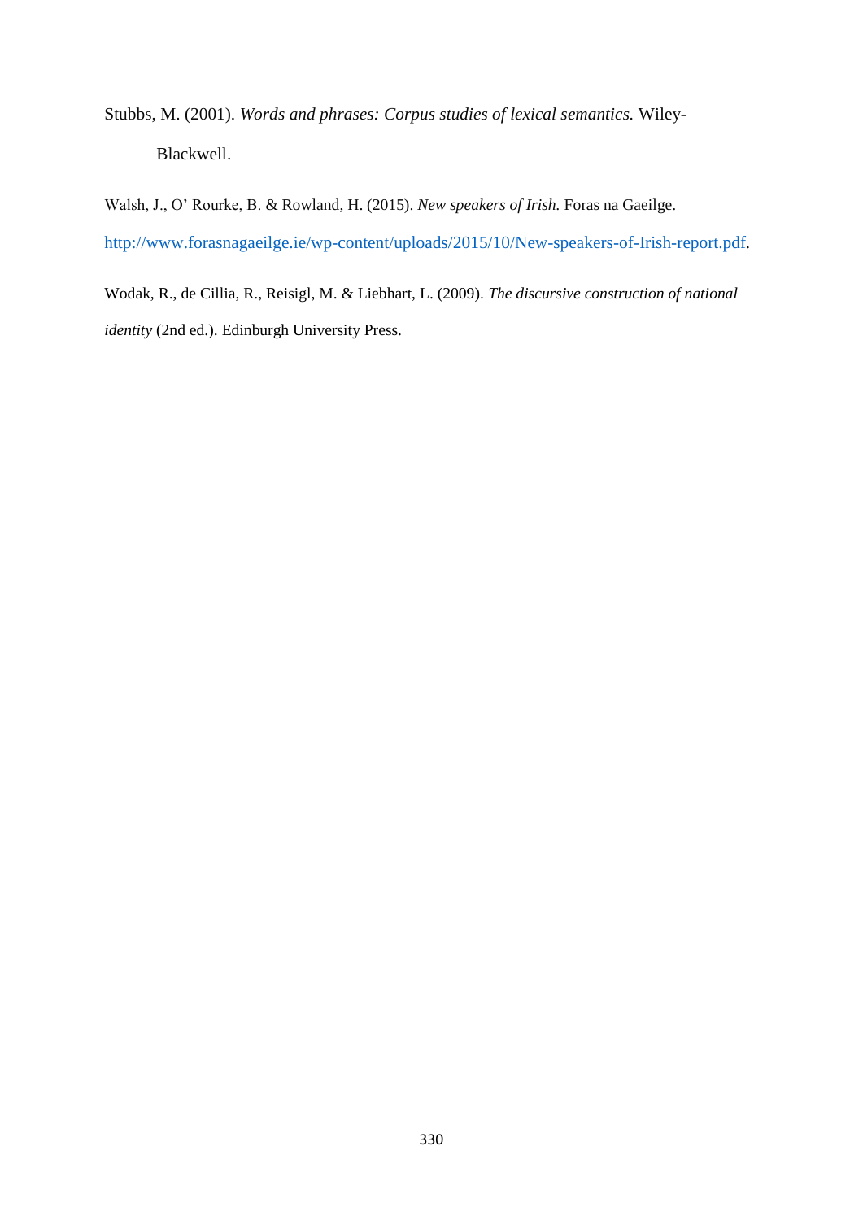Stubbs, M. (2001). *Words and phrases: Corpus studies of lexical semantics.* Wiley-Blackwell.

Walsh, J., O' Rourke, B. & Rowland, H. (2015). *New speakers of Irish.* Foras na Gaeilge. http://www.forasnagaeilge.ie/wp-content/uploads/2015/10/New-speakers-of-Irish-report.pdf.

Wodak, R., de Cillia, R., Reisigl, M. & Liebhart, L. (2009). *The discursive construction of national identity* (2nd ed.). Edinburgh University Press.